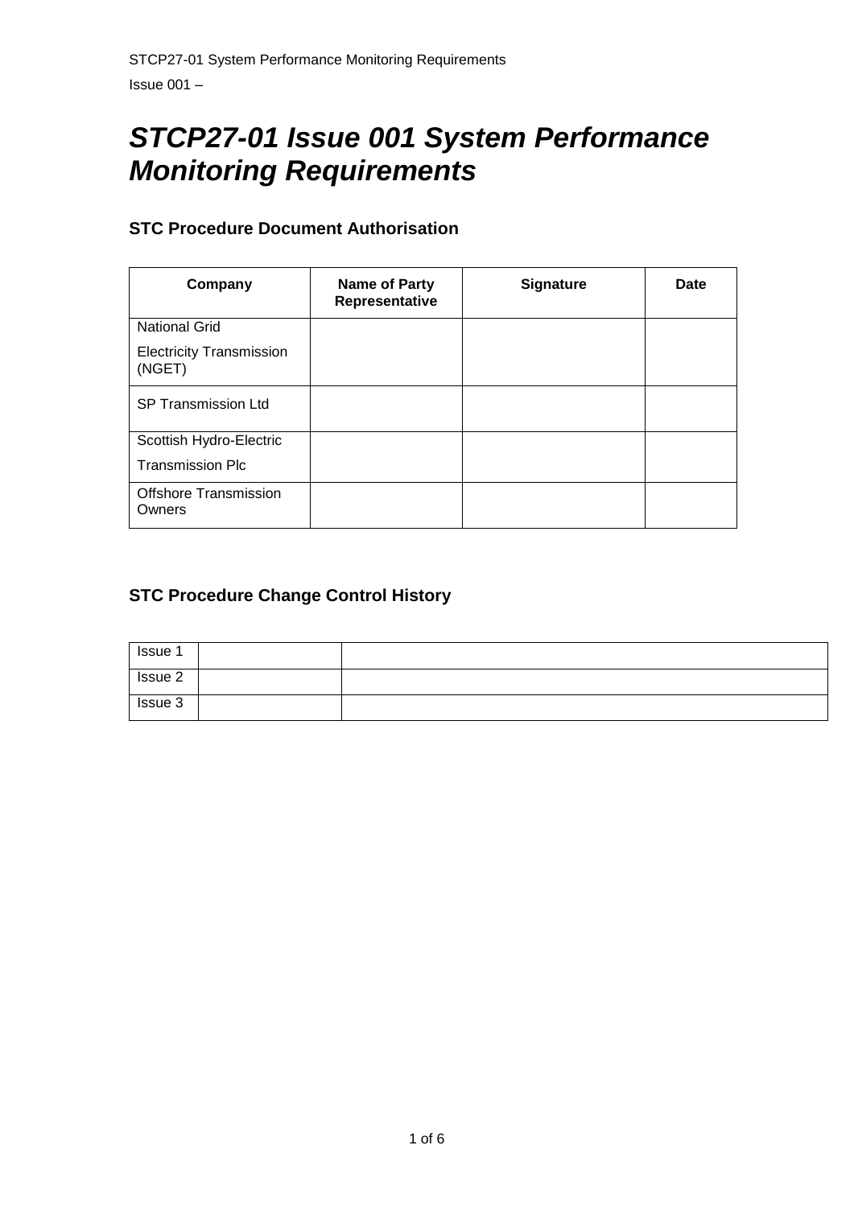# STCP27-01 Issue 001 System Performance Monitoring Requirements

## STC Procedure Document Authorisation

| Company | Name of Party Representative | Signature | Date |
|---|---|---|---|
| National Grid<br>Electricity Transmission (NGET) | | | |
| SP Transmission Ltd | | | |
| Scottish Hydro-Electric<br>Transmission Plc | | | |
| Offshore Transmission Owners | | | |

## STC Procedure Change Control History

| | | |
|---|---|---|
| Issue 1 | | |
| Issue 2 | | |
| Issue 3 | | |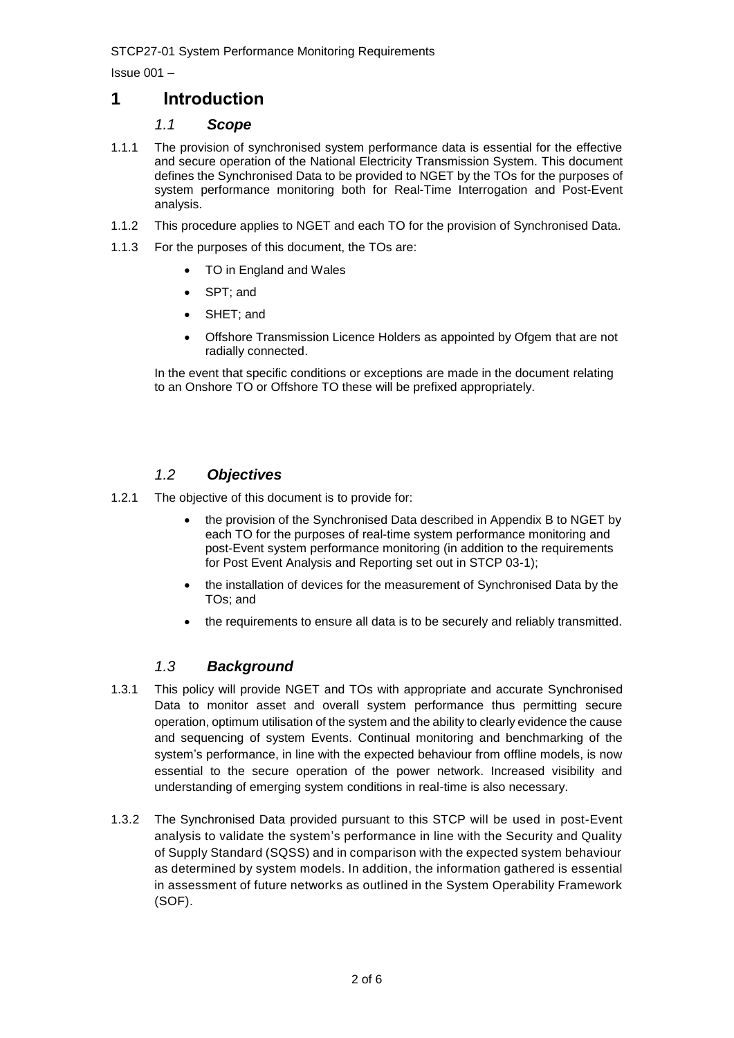# 1 Introduction

## *1.1 Scope*

1.1.1 The provision of synchronised system performance data is essential for the effective and secure operation of the National Electricity Transmission System. This document defines the Synchronised Data to be provided to NGET by the TOs for the purposes of system performance monitoring both for Real-Time Interrogation and Post-Event analysis.

1.1.2 This procedure applies to NGET and each TO for the provision of Synchronised Data.

1.1.3 For the purposes of this document, the TOs are:

- TO in England and Wales
- SPT; and
- SHET; and
- Offshore Transmission Licence Holders as appointed by Ofgem that are not radially connected.

In the event that specific conditions or exceptions are made in the document relating to an Onshore TO or Offshore TO these will be prefixed appropriately.

## *1.2 Objectives*

1.2.1 The objective of this document is to provide for:

- the provision of the Synchronised Data described in Appendix B to NGET by each TO for the purposes of real-time system performance monitoring and post-Event system performance monitoring (in addition to the requirements for Post Event Analysis and Reporting set out in STCP 03-1);
- the installation of devices for the measurement of Synchronised Data by the TOs; and
- the requirements to ensure all data is to be securely and reliably transmitted.

## *1.3 Background*

1.3.1 This policy will provide NGET and TOs with appropriate and accurate Synchronised Data to monitor asset and overall system performance thus permitting secure operation, optimum utilisation of the system and the ability to clearly evidence the cause and sequencing of system Events. Continual monitoring and benchmarking of the system's performance, in line with the expected behaviour from offline models, is now essential to the secure operation of the power network. Increased visibility and understanding of emerging system conditions in real-time is also necessary.

1.3.2 The Synchronised Data provided pursuant to this STCP will be used in post-Event analysis to validate the system's performance in line with the Security and Quality of Supply Standard (SQSS) and in comparison with the expected system behaviour as determined by system models. In addition, the information gathered is essential in assessment of future networks as outlined in the System Operability Framework (SOF).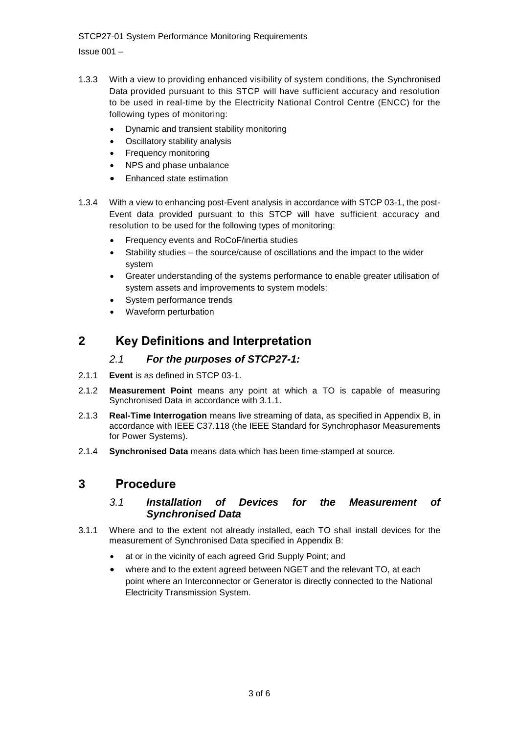1.3.3 With a view to providing enhanced visibility of system conditions, the Synchronised Data provided pursuant to this STCP will have sufficient accuracy and resolution to be used in real-time by the Electricity National Control Centre (ENCC) for the following types of monitoring:

- Dynamic and transient stability monitoring
- Oscillatory stability analysis
- Frequency monitoring
- NPS and phase unbalance
- Enhanced state estimation

1.3.4 With a view to enhancing post-Event analysis in accordance with STCP 03-1, the post-Event data provided pursuant to this STCP will have sufficient accuracy and resolution to be used for the following types of monitoring:

- Frequency events and RoCoF/inertia studies
- Stability studies – the source/cause of oscillations and the impact to the wider system
- Greater understanding of the systems performance to enable greater utilisation of system assets and improvements to system models:
- System performance trends
- Waveform perturbation

# 2 Key Definitions and Interpretation

### *2.1 For the purposes of STCP27-1:*

2.1.1 **Event** is as defined in STCP 03-1.

2.1.2 **Measurement Point** means any point at which a TO is capable of measuring Synchronised Data in accordance with 3.1.1.

2.1.3 **Real-Time Interrogation** means live streaming of data, as specified in Appendix B, in accordance with IEEE C37.118 (the IEEE Standard for Synchrophasor Measurements for Power Systems).

2.1.4 **Synchronised Data** means data which has been time-stamped at source.

# 3 Procedure

### *3.1 Installation of Devices for the Measurement of Synchronised Data*

3.1.1 Where and to the extent not already installed, each TO shall install devices for the measurement of Synchronised Data specified in Appendix B:

- at or in the vicinity of each agreed Grid Supply Point; and
- where and to the extent agreed between NGET and the relevant TO, at each point where an Interconnector or Generator is directly connected to the National Electricity Transmission System.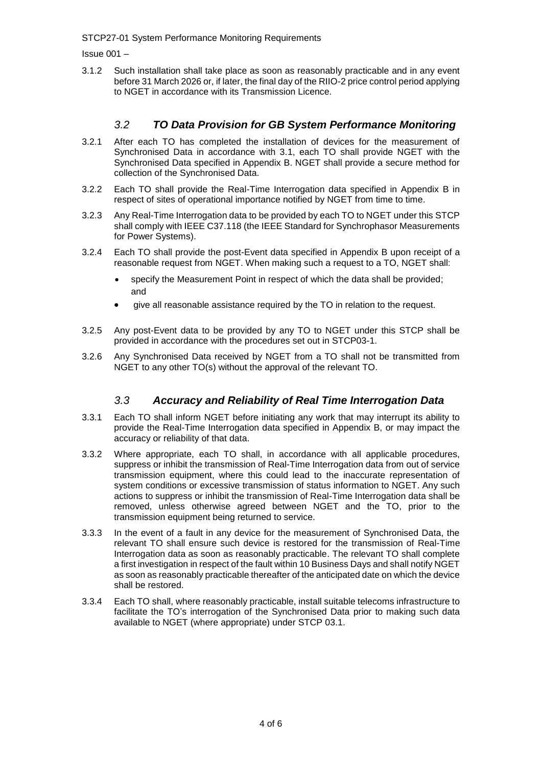3.1.2 Such installation shall take place as soon as reasonably practicable and in any event before 31 March 2026 or, if later, the final day of the RIIO-2 price control period applying to NGET in accordance with its Transmission Licence.

### *3.2 TO Data Provision for GB System Performance Monitoring*

3.2.1 After each TO has completed the installation of devices for the measurement of Synchronised Data in accordance with 3.1, each TO shall provide NGET with the Synchronised Data specified in Appendix B. NGET shall provide a secure method for collection of the Synchronised Data.

3.2.2 Each TO shall provide the Real-Time Interrogation data specified in Appendix B in respect of sites of operational importance notified by NGET from time to time.

3.2.3 Any Real-Time Interrogation data to be provided by each TO to NGET under this STCP shall comply with IEEE C37.118 (the IEEE Standard for Synchrophasor Measurements for Power Systems).

3.2.4 Each TO shall provide the post-Event data specified in Appendix B upon receipt of a reasonable request from NGET. When making such a request to a TO, NGET shall:

- specify the Measurement Point in respect of which the data shall be provided; and
- give all reasonable assistance required by the TO in relation to the request.

3.2.5 Any post-Event data to be provided by any TO to NGET under this STCP shall be provided in accordance with the procedures set out in STCP03-1.

3.2.6 Any Synchronised Data received by NGET from a TO shall not be transmitted from NGET to any other TO(s) without the approval of the relevant TO.

### *3.3 Accuracy and Reliability of Real Time Interrogation Data*

3.3.1 Each TO shall inform NGET before initiating any work that may interrupt its ability to provide the Real-Time Interrogation data specified in Appendix B, or may impact the accuracy or reliability of that data.

3.3.2 Where appropriate, each TO shall, in accordance with all applicable procedures, suppress or inhibit the transmission of Real-Time Interrogation data from out of service transmission equipment, where this could lead to the inaccurate representation of system conditions or excessive transmission of status information to NGET. Any such actions to suppress or inhibit the transmission of Real-Time Interrogation data shall be removed, unless otherwise agreed between NGET and the TO, prior to the transmission equipment being returned to service.

3.3.3 In the event of a fault in any device for the measurement of Synchronised Data, the relevant TO shall ensure such device is restored for the transmission of Real-Time Interrogation data as soon as reasonably practicable. The relevant TO shall complete a first investigation in respect of the fault within 10 Business Days and shall notify NGET as soon as reasonably practicable thereafter of the anticipated date on which the device shall be restored.

3.3.4 Each TO shall, where reasonably practicable, install suitable telecoms infrastructure to facilitate the TO's interrogation of the Synchronised Data prior to making such data available to NGET (where appropriate) under STCP 03.1.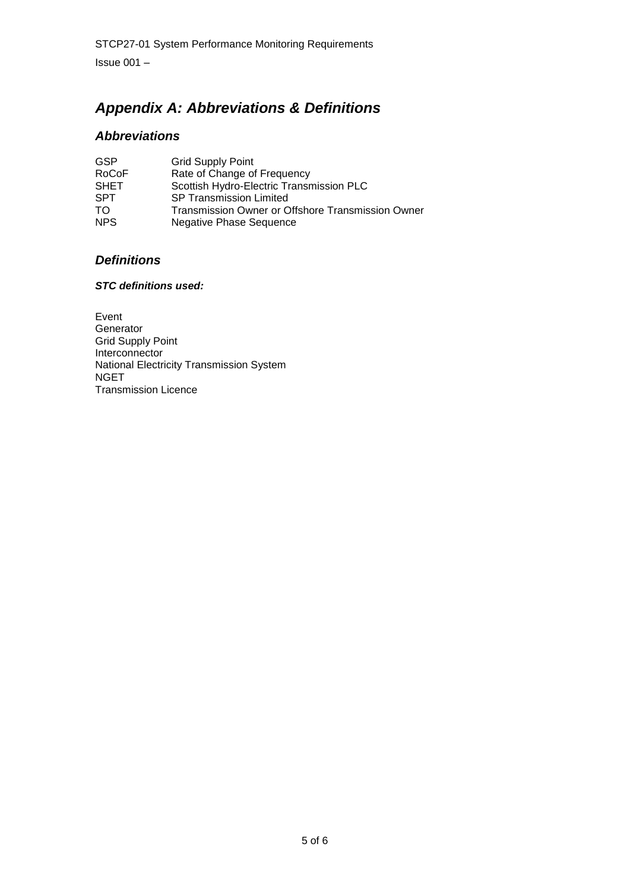# Appendix A: Abbreviations & Definitions

## Abbreviations

| | |
|---|---|
| GSP | Grid Supply Point |
| RoCoF | Rate of Change of Frequency |
| SHET | Scottish Hydro-Electric Transmission PLC |
| SPT | SP Transmission Limited |
| TO | Transmission Owner or Offshore Transmission Owner |
| NPS | Negative Phase Sequence |

## Definitions

***STC definitions used:***

Event
Generator
Grid Supply Point
Interconnector
National Electricity Transmission System
NGET
Transmission Licence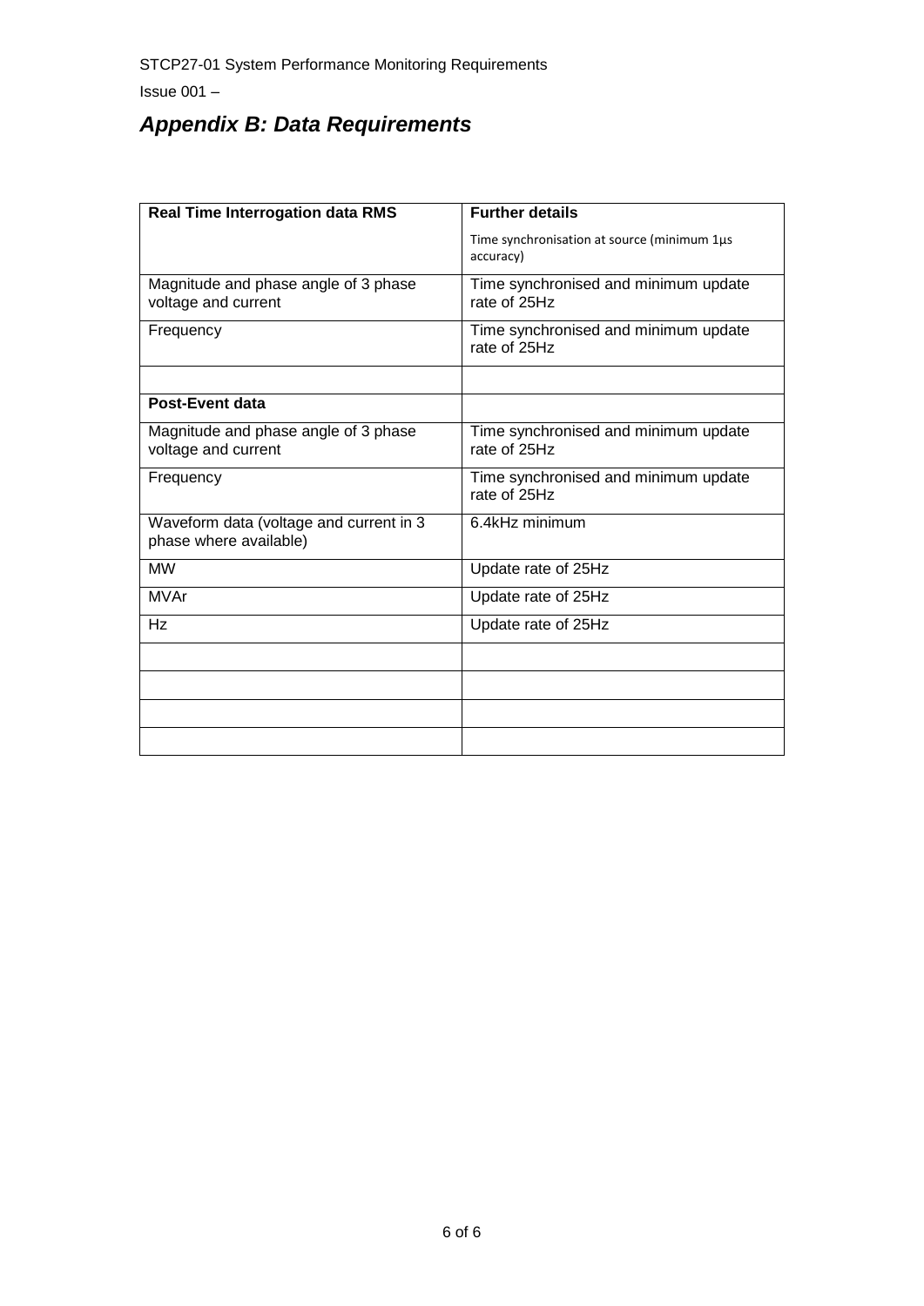## *Appendix B: Data Requirements*

| Real Time Interrogation data RMS | Further details<br>Time synchronisation at source (minimum 1µs accuracy) |
|---|---|
| Magnitude and phase angle of 3 phase voltage and current | Time synchronised and minimum update rate of 25Hz |
| Frequency | Time synchronised and minimum update rate of 25Hz |
| | |
| **Post-Event data** | |
| Magnitude and phase angle of 3 phase voltage and current | Time synchronised and minimum update rate of 25Hz |
| Frequency | Time synchronised and minimum update rate of 25Hz |
| Waveform data (voltage and current in 3 phase where available) | 6.4kHz minimum |
| MW | Update rate of 25Hz |
| MVAr | Update rate of 25Hz |
| Hz | Update rate of 25Hz |
| | |
| | |
| | |
| | |